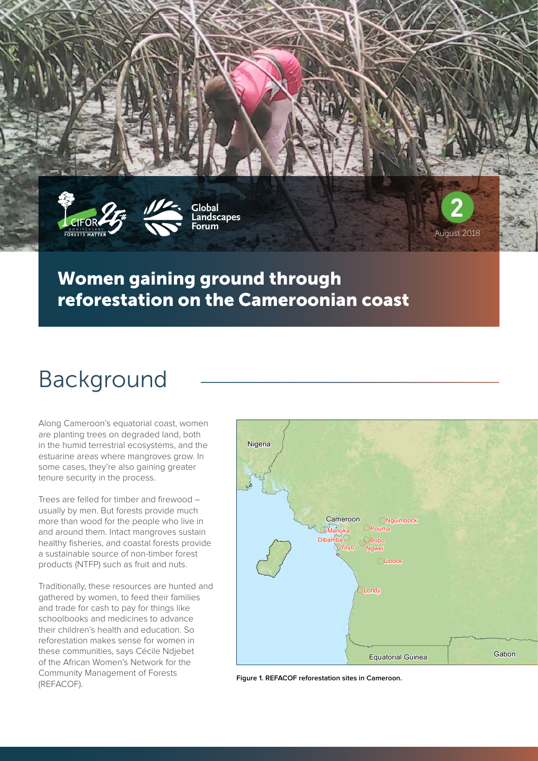# Women gaining ground through reforestation on the Cameroonian coast

## Background

Along Cameroon's equatorial coast, women are planting trees on degraded land, both in the humid terrestrial ecosystems, and the estuarine areas where mangroves grow. In some cases, they're also gaining greater tenure security in the process.

Trees are felled for timber and firewood – usually by men. But forests provide much more than wood for the people who live in and around them. Intact mangroves sustain healthy fisheries, and coastal forests provide a sustainable source of non-timber forest products (NTFP) such as fruit and nuts.

Traditionally, these resources are hunted and gathered by women, to feed their families and trade for cash to pay for things like schoolbooks and medicines to advance their children's health and education. So reforestation makes sense for women in these communities, says Cécile Ndjebet of the African Women's Network for the Community Management of Forests (REFACOF).

**Figure 1. REFACOF reforestation sites in Cameroon.**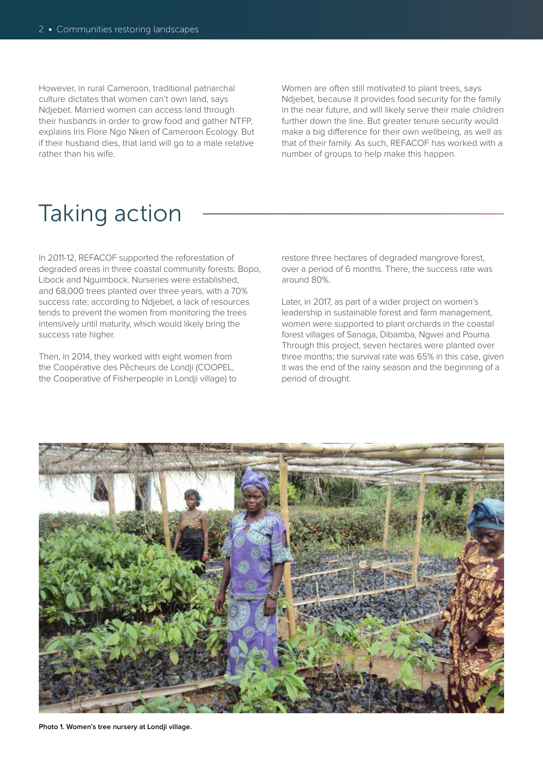However, in rural Cameroon, traditional patriarchal culture dictates that women can't own land, says Ndjebet. Married women can access land through their husbands in order to grow food and gather NTFP, explains Iris Flore Ngo Nken of Cameroon Ecology. But if their husband dies, that land will go to a male relative rather than his wife.

Women are often still motivated to plant trees, says Ndjebet, because it provides food security for the family in the near future, and will likely serve their male children further down the line. But greater tenure security would make a big difference for their own wellbeing, as well as that of their family. As such, REFACOF has worked with a number of groups to help make this happen.

# Taking action

In 2011-12, REFACOF supported the reforestation of degraded areas in three coastal community forests: Bopo, Libock and Nguimbock. Nurseries were established, and 68,000 trees planted over three years, with a 70% success rate; according to Ndjebet, a lack of resources tends to prevent the women from monitoring the trees intensively until maturity, which would likely bring the success rate higher.

Then, in 2014, they worked with eight women from the Coopérative des Pêcheurs de Londji (COOPEL, the Cooperative of Fisherpeople in Londji village) to restore three hectares of degraded mangrove forest, over a period of 6 months. There, the success rate was around 80%.

Later, in 2017, as part of a wider project on women's leadership in sustainable forest and farm management, women were supported to plant orchards in the coastal forest villages of Sanaga, Dibamba, Ngwei and Pouma. Through this project, seven hectares were planted over three months; the survival rate was 65% in this case, given it was the end of the rainy season and the beginning of a period of drought.

**Photo 1. Women's tree nursery at Londji village.**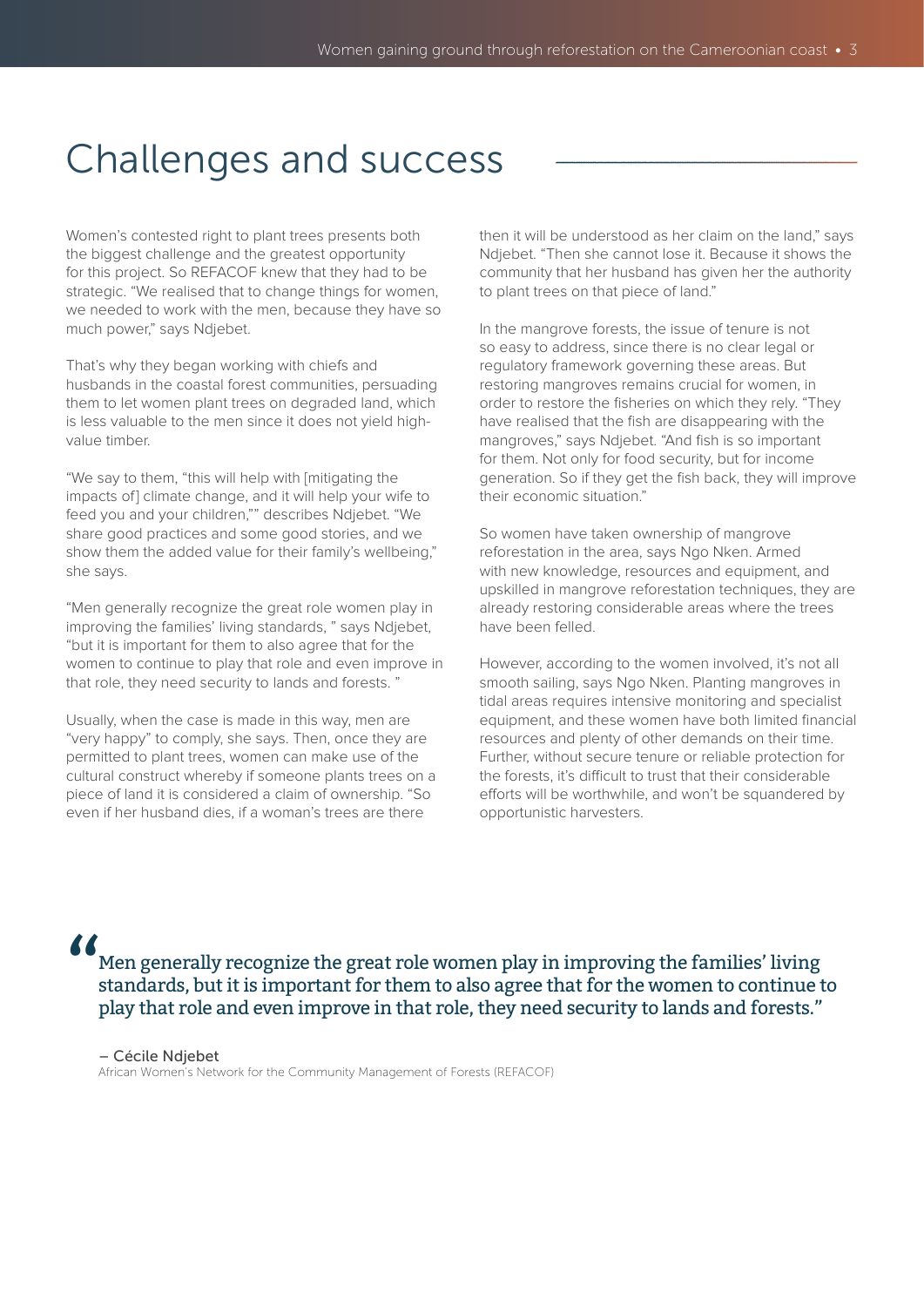# Challenges and success

Women's contested right to plant trees presents both the biggest challenge and the greatest opportunity for this project. So REFACOF knew that they had to be strategic. "We realised that to change things for women, we needed to work with the men, because they have so much power," says Ndjebet.

That's why they began working with chiefs and husbands in the coastal forest communities, persuading them to let women plant trees on degraded land, which is less valuable to the men since it does not yield high-value timber.

"We say to them, "this will help with [mitigating the impacts of] climate change, and it will help your wife to feed you and your children,"" describes Ndjebet. "We share good practices and some good stories, and we show them the added value for their family's wellbeing," she says.

"Men generally recognize the great role women play in improving the families' living standards, " says Ndjebet, "but it is important for them to also agree that for the women to continue to play that role and even improve in that role, they need security to lands and forests. "

Usually, when the case is made in this way, men are "very happy" to comply, she says. Then, once they are permitted to plant trees, women can make use of the cultural construct whereby if someone plants trees on a piece of land it is considered a claim of ownership. "So even if her husband dies, if a woman's trees are there then it will be understood as her claim on the land," says Ndjebet. "Then she cannot lose it. Because it shows the community that her husband has given her the authority to plant trees on that piece of land."

In the mangrove forests, the issue of tenure is not so easy to address, since there is no clear legal or regulatory framework governing these areas. But restoring mangroves remains crucial for women, in order to restore the fisheries on which they rely. "They have realised that the fish are disappearing with the mangroves," says Ndjebet. "And fish is so important for them. Not only for food security, but for income generation. So if they get the fish back, they will improve their economic situation."

So women have taken ownership of mangrove reforestation in the area, says Ngo Nken. Armed with new knowledge, resources and equipment, and upskilled in mangrove reforestation techniques, they are already restoring considerable areas where the trees have been felled.

However, according to the women involved, it's not all smooth sailing, says Ngo Nken. Planting mangroves in tidal areas requires intensive monitoring and specialist equipment, and these women have both limited financial resources and plenty of other demands on their time. Further, without secure tenure or reliable protection for the forests, it's difficult to trust that their considerable efforts will be worthwhile, and won't be squandered by opportunistic harvesters.

> "Men generally recognize the great role women play in improving the families' living standards, but it is important for them to also agree that for the women to continue to play that role and even improve in that role, they need security to lands and forests."
>
> – Cécile Ndjebet
> African Women's Network for the Community Management of Forests (REFACOF)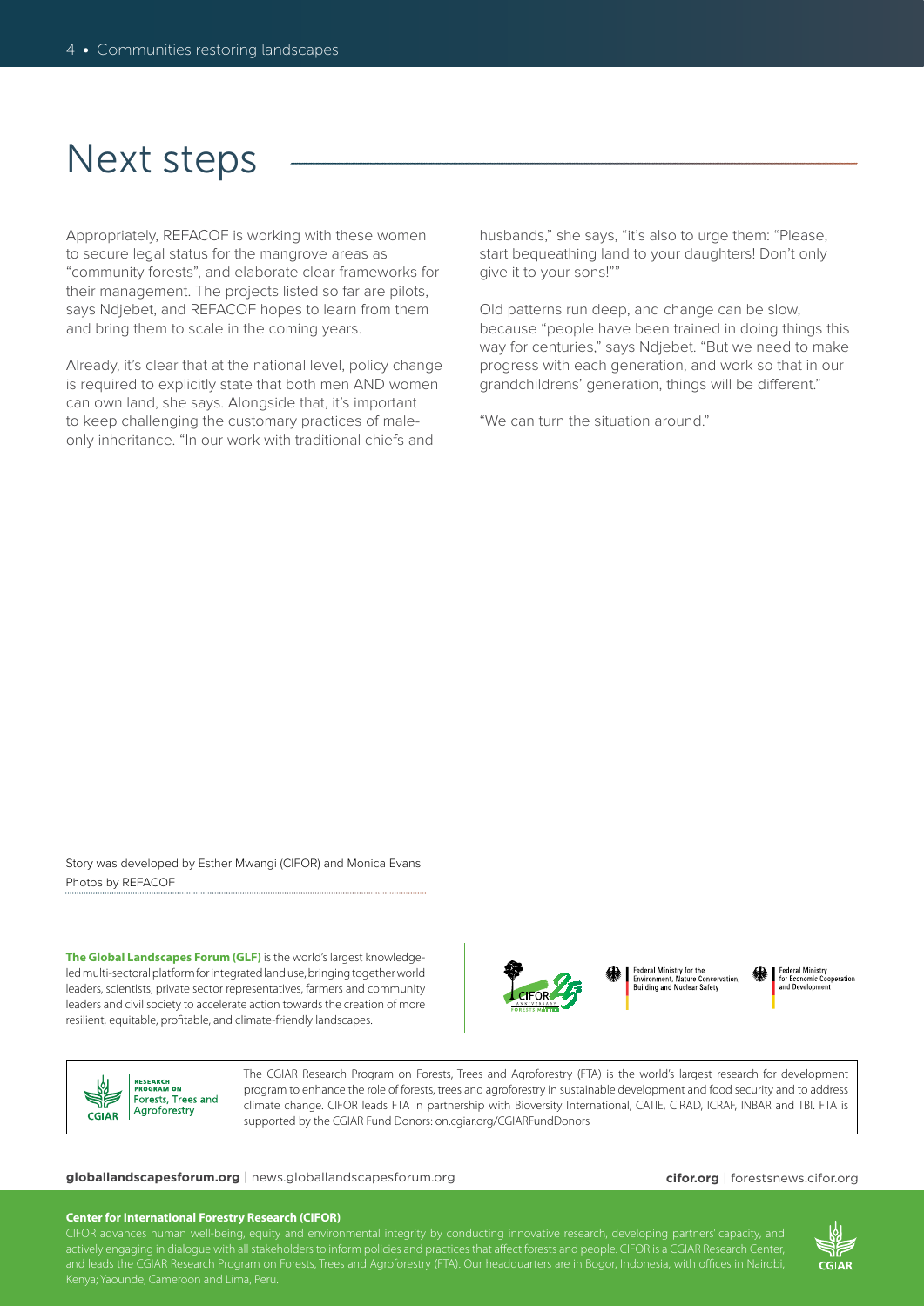# Next steps

Appropriately, REFACOF is working with these women to secure legal status for the mangrove areas as "community forests", and elaborate clear frameworks for their management. The projects listed so far are pilots, says Ndjebet, and REFACOF hopes to learn from them and bring them to scale in the coming years.

Already, it's clear that at the national level, policy change is required to explicitly state that both men AND women can own land, she says. Alongside that, it's important to keep challenging the customary practices of male-only inheritance. "In our work with traditional chiefs and husbands," she says, "it's also to urge them: "Please, start bequeathing land to your daughters! Don't only give it to your sons!""

Old patterns run deep, and change can be slow, because "people have been trained in doing things this way for centuries," says Ndjebet. "But we need to make progress with each generation, and work so that in our grandchildrens' generation, things will be different."

"We can turn the situation around."

Story was developed by Esther Mwangi (CIFOR) and Monica Evans
Photos by REFACOF

**The Global Landscapes Forum (GLF)** is the world's largest knowledge-led multi-sectoral platform for integrated land use, bringing together world leaders, scientists, private sector representatives, farmers and community leaders and civil society to accelerate action towards the creation of more resilient, equitable, profitable, and climate-friendly landscapes.

CIFOR 25 Anniversary – Forests Matter

Federal Ministry for the Environment, Nature Conservation, Building and Nuclear Safety

Federal Ministry for Economic Cooperation and Development

RESEARCH PROGRAM ON Forests, Trees and Agroforestry – CGIAR

The CGIAR Research Program on Forests, Trees and Agroforestry (FTA) is the world's largest research for development program to enhance the role of forests, trees and agroforestry in sustainable development and food security and to address climate change. CIFOR leads FTA in partnership with Bioversity International, CATIE, CIRAD, ICRAF, INBAR and TBI. FTA is supported by the CGIAR Fund Donors: on.cgiar.org/CGIARFundDonors

**globallandscapesforum.org** | news.globallandscapesforum.org

**cifor.org** | forestsnews.cifor.org

**Center for International Forestry Research (CIFOR)**

CIFOR advances human well-being, equity and environmental integrity by conducting innovative research, developing partners' capacity, and actively engaging in dialogue with all stakeholders to inform policies and practices that affect forests and people. CIFOR is a CGIAR Research Center, and leads the CGIAR Research Program on Forests, Trees and Agroforestry (FTA). Our headquarters are in Bogor, Indonesia, with offices in Nairobi, Kenya; Yaounde, Cameroon and Lima, Peru.

CGIAR